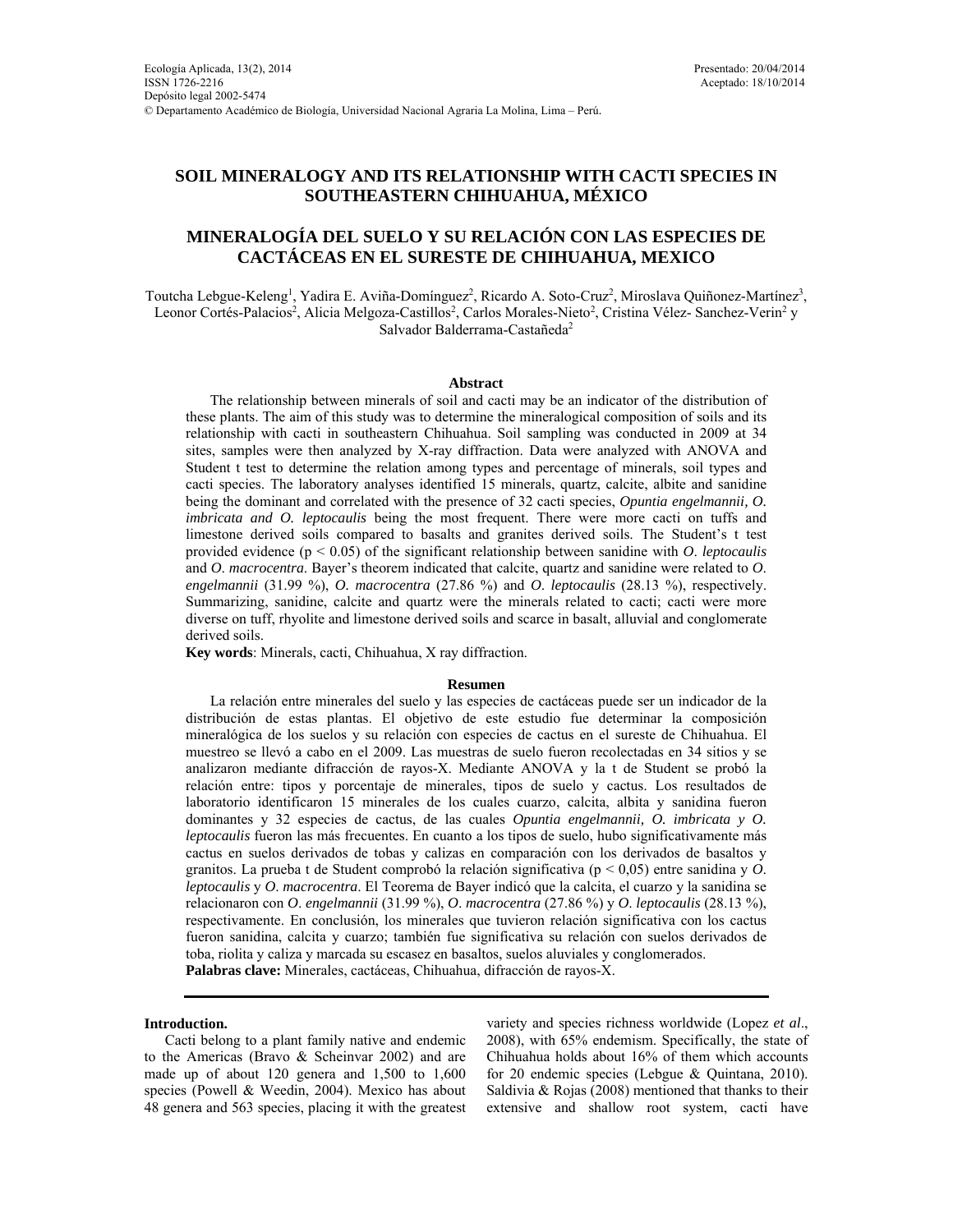Ecología Aplicada, 13(2), 2014
ISSN 1726-2216
Depósito legal 2002-5474
© Departamento Académico de Biología, Universidad Nacional Agraria La Molina, Lima – Perú.

Presentado: 20/04/2014
Aceptado: 18/10/2014

# SOIL MINERALOGY AND ITS RELATIONSHIP WITH CACTI SPECIES IN SOUTHEASTERN CHIHUAHUA, MÉXICO

# MINERALOGÍA DEL SUELO Y SU RELACIÓN CON LAS ESPECIES DE CACTÁCEAS EN EL SURESTE DE CHIHUAHUA, MEXICO

Toutcha Lebgue-Keleng[1], Yadira E. Aviña-Domínguez[2], Ricardo A. Soto-Cruz[2], Miroslava Quiñonez-Martínez[3], Leonor Cortés-Palacios[2], Alicia Melgoza-Castillos[2], Carlos Morales-Nieto[2], Cristina Vélez- Sanchez-Verin[2] y Salvador Balderrama-Castañeda[2]

## Abstract

The relationship between minerals of soil and cacti may be an indicator of the distribution of these plants. The aim of this study was to determine the mineralogical composition of soils and its relationship with cacti in southeastern Chihuahua. Soil sampling was conducted in 2009 at 34 sites, samples were then analyzed by X-ray diffraction. Data were analyzed with ANOVA and Student t test to determine the relation among types and percentage of minerals, soil types and cacti species. The laboratory analyses identified 15 minerals, quartz, calcite, albite and sanidine being the dominant and correlated with the presence of 32 cacti species, *Opuntia engelmannii, O. imbricata and O. leptocaulis* being the most frequent. There were more cacti on tuffs and limestone derived soils compared to basalts and granites derived soils. The Student's t test provided evidence ($p < 0.05$) of the significant relationship between sanidine with *O. leptocaulis* and *O. macrocentra*. Bayer's theorem indicated that calcite, quartz and sanidine were related to *O. engelmannii* (31.99 %), *O. macrocentra* (27.86 %) and *O. leptocaulis* (28.13 %), respectively. Summarizing, sanidine, calcite and quartz were the minerals related to cacti; cacti were more diverse on tuff, rhyolite and limestone derived soils and scarce in basalt, alluvial and conglomerate derived soils.

**Key words**: Minerals, cacti, Chihuahua, X ray diffraction.

## Resumen

La relación entre minerales del suelo y las especies de cactáceas puede ser un indicador de la distribución de estas plantas. El objetivo de este estudio fue determinar la composición mineralógica de los suelos y su relación con especies de cactus en el sureste de Chihuahua. El muestreo se llevó a cabo en el 2009. Las muestras de suelo fueron recolectadas en 34 sitios y se analizaron mediante difracción de rayos-X. Mediante ANOVA y la t de Student se probó la relación entre: tipos y porcentaje de minerales, tipos de suelo y cactus. Los resultados de laboratorio identificaron 15 minerales de los cuales cuarzo, calcita, albita y sanidina fueron dominantes y 32 especies de cactus, de las cuales *Opuntia engelmannii, O. imbricata y O. leptocaulis* fueron las más frecuentes. En cuanto a los tipos de suelo, hubo significativamente más cactus en suelos derivados de tobas y calizas en comparación con los derivados de basaltos y granitos. La prueba t de Student comprobó la relación significativa ($p < 0,05$) entre sanidina y *O. leptocaulis* y *O. macrocentra*. El Teorema de Bayer indicó que la calcita, el cuarzo y la sanidina se relacionaron con *O. engelmannii* (31.99 %), *O. macrocentra* (27.86 %) y *O. leptocaulis* (28.13 %), respectivamente. En conclusión, los minerales que tuvieron relación significativa con los cactus fueron sanidina, calcita y cuarzo; también fue significativa su relación con suelos derivados de toba, riolita y caliza y marcada su escasez en basaltos, suelos aluviales y conglomerados.

**Palabras clave:** Minerales, cactáceas, Chihuahua, difracción de rayos-X.

## Introduction.

Cacti belong to a plant family native and endemic to the Americas (Bravo & Scheinvar 2002) and are made up of about 120 genera and 1,500 to 1,600 species (Powell & Weedin, 2004). Mexico has about 48 genera and 563 species, placing it with the greatest variety and species richness worldwide (Lopez *et al*., 2008), with 65% endemism. Specifically, the state of Chihuahua holds about 16% of them which accounts for 20 endemic species (Lebgue & Quintana, 2010). Saldivia & Rojas (2008) mentioned that thanks to their extensive and shallow root system, cacti have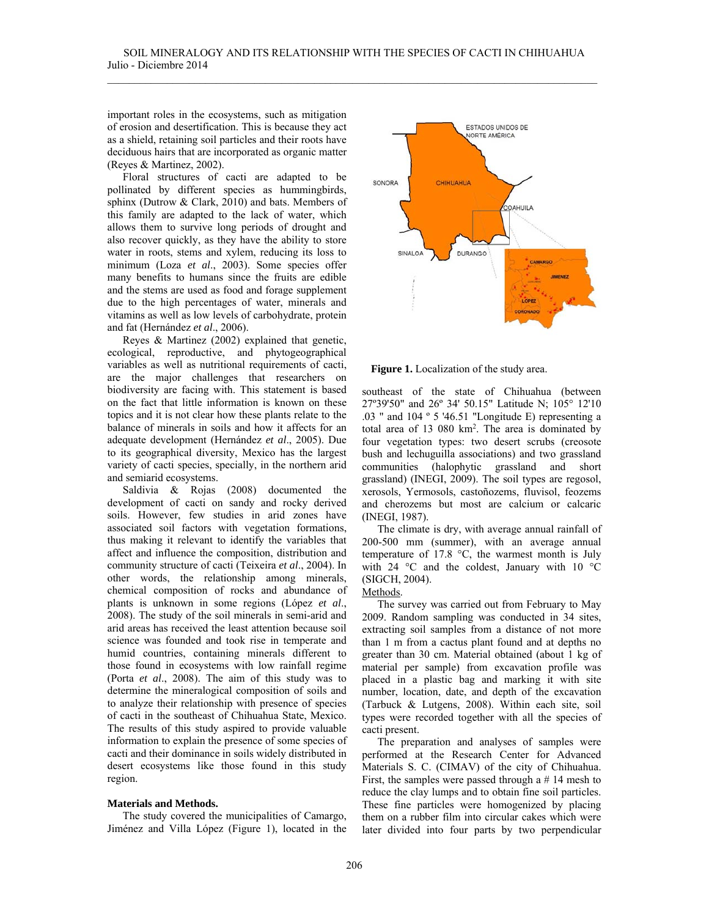important roles in the ecosystems, such as mitigation of erosion and desertification. This is because they act as a shield, retaining soil particles and their roots have deciduous hairs that are incorporated as organic matter (Reyes & Martinez, 2002).

Floral structures of cacti are adapted to be pollinated by different species as hummingbirds, sphinx (Dutrow & Clark, 2010) and bats. Members of this family are adapted to the lack of water, which allows them to survive long periods of drought and also recover quickly, as they have the ability to store water in roots, stems and xylem, reducing its loss to minimum (Loza *et al*., 2003). Some species offer many benefits to humans since the fruits are edible and the stems are used as food and forage supplement due to the high percentages of water, minerals and vitamins as well as low levels of carbohydrate, protein and fat (Hernández *et al*., 2006).

Reyes & Martinez (2002) explained that genetic, ecological, reproductive, and phytogeographical variables as well as nutritional requirements of cacti, are the major challenges that researchers on biodiversity are facing with. This statement is based on the fact that little information is known on these topics and it is not clear how these plants relate to the balance of minerals in soils and how it affects for an adequate development (Hernández *et al*., 2005). Due to its geographical diversity, Mexico has the largest variety of cacti species, specially, in the northern arid and semiarid ecosystems.

Saldivia & Rojas (2008) documented the development of cacti on sandy and rocky derived soils. However, few studies in arid zones have associated soil factors with vegetation formations, thus making it relevant to identify the variables that affect and influence the composition, distribution and community structure of cacti (Teixeira *et al*., 2004). In other words, the relationship among minerals, chemical composition of rocks and abundance of plants is unknown in some regions (López *et al*., 2008). The study of the soil minerals in semi-arid and arid areas has received the least attention because soil science was founded and took rise in temperate and humid countries, containing minerals different to those found in ecosystems with low rainfall regime (Porta *et al*., 2008). The aim of this study was to determine the mineralogical composition of soils and to analyze their relationship with presence of species of cacti in the southeast of Chihuahua State, Mexico. The results of this study aspired to provide valuable information to explain the presence of some species of cacti and their dominance in soils widely distributed in desert ecosystems like those found in this study region.

## Materials and Methods.

The study covered the municipalities of Camargo, Jiménez and Villa López (Figure 1), located in the southeast of the state of Chihuahua (between 27º39'50" and 26º 34' 50.15" Latitude N; 105° 12'10 .03 " and 104 º 5 '46.51 "Longitude E) representing a total area of 13 080 km$^2$. The area is dominated by four vegetation types: two desert scrubs (creosote bush and lechuguilla associations) and two grassland communities (halophytic grassland and short grassland) (INEGI, 2009). The soil types are regosol, xerosols, Yermosols, castoñozems, fluvisol, feozems and cherozems but most are calcium or calcaric (INEGI, 1987).

**Figure 1.** Localization of the study area.

The climate is dry, with average annual rainfall of 200-500 mm (summer), with an average annual temperature of 17.8 °C, the warmest month is July with 24 °C and the coldest, January with 10 °C (SIGCH, 2004).

Methods.

The survey was carried out from February to May 2009. Random sampling was conducted in 34 sites, extracting soil samples from a distance of not more than 1 m from a cactus plant found and at depths no greater than 30 cm. Material obtained (about 1 kg of material per sample) from excavation profile was placed in a plastic bag and marking it with site number, location, date, and depth of the excavation (Tarbuck & Lutgens, 2008). Within each site, soil types were recorded together with all the species of cacti present.

The preparation and analyses of samples were performed at the Research Center for Advanced Materials S. C. (CIMAV) of the city of Chihuahua. First, the samples were passed through a # 14 mesh to reduce the clay lumps and to obtain fine soil particles. These fine particles were homogenized by placing them on a rubber film into circular cakes which were later divided into four parts by two perpendicular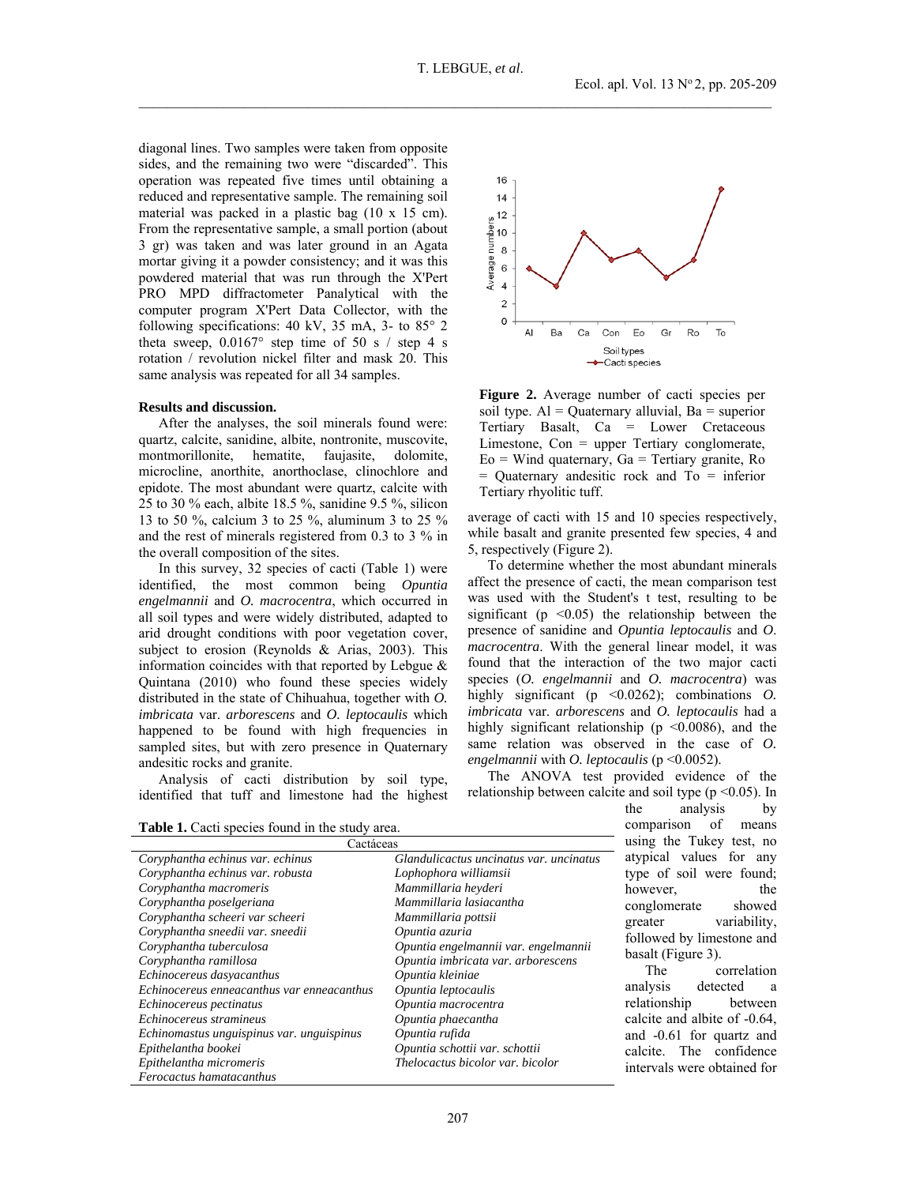diagonal lines. Two samples were taken from opposite sides, and the remaining two were "discarded". This operation was repeated five times until obtaining a reduced and representative sample. The remaining soil material was packed in a plastic bag (10 x 15 cm). From the representative sample, a small portion (about 3 gr) was taken and was later ground in an Agata mortar giving it a powder consistency; and it was this powdered material that was run through the X'Pert PRO MPD diffractometer Panalytical with the computer program X'Pert Data Collector, with the following specifications: 40 kV, 35 mA, 3- to 85° 2 theta sweep, 0.0167° step time of 50 s / step 4 s rotation / revolution nickel filter and mask 20. This same analysis was repeated for all 34 samples.

**Results and discussion.**

After the analyses, the soil minerals found were: quartz, calcite, sanidine, albite, nontronite, muscovite, montmorillonite, hematite, faujasite, dolomite, microcline, anorthite, anorthoclase, clinochlore and epidote. The most abundant were quartz, calcite with 25 to 30 % each, albite 18.5 %, sanidine 9.5 %, silicon 13 to 50 %, calcium 3 to 25 %, aluminum 3 to 25 % and the rest of minerals registered from 0.3 to 3 % in the overall composition of the sites.

In this survey, 32 species of cacti (Table 1) were identified, the most common being *Opuntia engelmannii* and *O. macrocentra*, which occurred in all soil types and were widely distributed, adapted to arid drought conditions with poor vegetation cover, subject to erosion (Reynolds & Arias, 2003). This information coincides with that reported by Lebgue & Quintana (2010) who found these species widely distributed in the state of Chihuahua, together with *O. imbricata* var. *arborescens* and *O. leptocaulis* which happened to be found with high frequencies in sampled sites, but with zero presence in Quaternary andesitic rocks and granite.

Analysis of cacti distribution by soil type, identified that tuff and limestone had the highest average of cacti with 15 and 10 species respectively, while basalt and granite presented few species, 4 and 5, respectively (Figure 2).

**Figure 2.** Average number of cacti species per soil type. Al = Quaternary alluvial, Ba = superior Tertiary Basalt, Ca = Lower Cretaceous Limestone, Con = upper Tertiary conglomerate, Eo = Wind quaternary, Ga = Tertiary granite, Ro = Quaternary andesitic rock and To = inferior Tertiary rhyolitic tuff.

To determine whether the most abundant minerals affect the presence of cacti, the mean comparison test was used with the Student's t test, resulting to be significant ($p < 0.05$) the relationship between the presence of sanidine and *Opuntia leptocaulis* and *O. macrocentra*. With the general linear model, it was found that the interaction of the two major cacti species (*O. engelmannii* and *O. macrocentra*) was highly significant ($p < 0.0262$); combinations *O. imbricata* var. *arborescens* and *O. leptocaulis* had a highly significant relationship ($p < 0.0086$), and the same relation was observed in the case of *O. engelmannii* with *O. leptocaulis* ($p < 0.0052$).

The ANOVA test provided evidence of the relationship between calcite and soil type ($p < 0.05$). In the analysis by comparison of means using the Tukey test, no atypical values for any type of soil were found; however, the conglomerate showed greater variability, followed by limestone and basalt (Figure 3).

The correlation analysis detected a relationship between calcite and albite of -0.64, and -0.61 for quartz and calcite. The confidence intervals were obtained for

**Table 1.** Cacti species found in the study area.

| Cactáceas | |
|---|---|
| *Coryphantha echinus var. echinus* | *Glandulicactus uncinatus var. uncinatus* |
| *Coryphantha echinus var. robusta* | *Lophophora williamsii* |
| *Coryphantha macromeris* | *Mammillaria heyderi* |
| *Coryphantha poselgeriana* | *Mammillaria lasiacantha* |
| *Coryphantha scheeri var scheeri* | *Mammillaria pottsii* |
| *Coryphantha sneedii var. sneedii* | *Opuntia azuria* |
| *Coryphantha tuberculosa* | *Opuntia engelmannii var. engelmannii* |
| *Coryphantha ramillosa* | *Opuntia imbricata var. arborescens* |
| *Echinocereus dasyacanthus* | *Opuntia kleiniae* |
| *Echinocereus enneacanthus var enneacanthus* | *Opuntia leptocaulis* |
| *Echinocereus pectinatus* | *Opuntia macrocentra* |
| *Echinocereus stramineus* | *Opuntia phaecantha* |
| *Echinomastus unguispinus var. unguispinus* | *Opuntia rufida* |
| *Epithelantha bookei* | *Opuntia schottii var. schottii* |
| *Epithelantha micromeris* | *Thelocactus bicolor var. bicolor* |
| *Ferocactus hamatacanthus* | |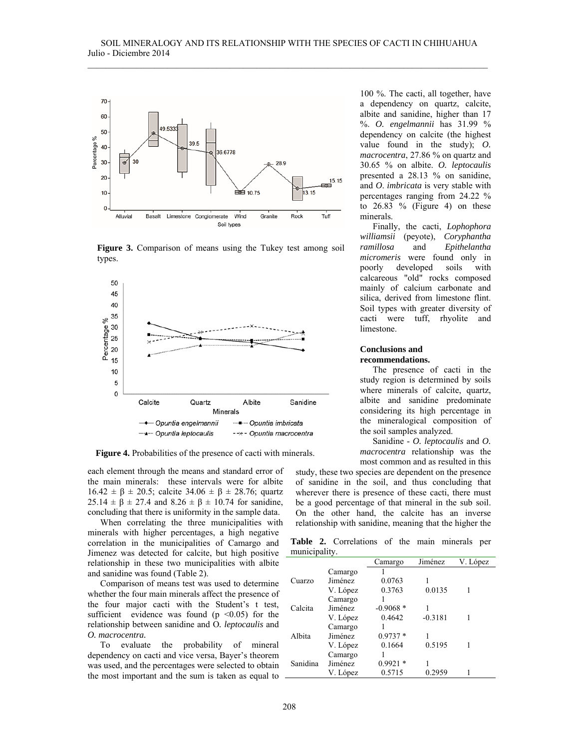**Figure 3.** Comparison of means using the Tukey test among soil types.

**Figure 4.** Probabilities of the presence of cacti with minerals.

each element through the means and standard error of the main minerals: these intervals were for albite $16.42 \pm \beta \pm 20.5$; calcite $34.06 \pm \beta \pm 28.76$; quartz $25.14 \pm \beta \pm 27.4$ and $8.26 \pm \beta \pm 10.74$ for sanidine, concluding that there is uniformity in the sample data.

When correlating the three municipalities with minerals with higher percentages, a high negative correlation in the municipalities of Camargo and Jimenez was detected for calcite, but high positive relationship in these two municipalities with albite and sanidine was found (Table 2).

Comparison of means test was used to determine whether the four main minerals affect the presence of the four major cacti with the Student's t test, sufficient evidence was found ($p < 0.05$) for the relationship between sanidine and O. *leptocaulis* and *O. macrocentra.*

To evaluate the probability of mineral dependency on cacti and vice versa, Bayer's theorem was used, and the percentages were selected to obtain the most important and the sum is taken as equal to 100 %. The cacti, all together, have a dependency on quartz, calcite, albite and sanidine, higher than 17 %. *O. engelmannii* has 31.99 % dependency on calcite (the highest value found in the study); *O. macrocentra*, 27.86 % on quartz and 30.65 % on albite. *O. leptocaulis* presented a 28.13 % on sanidine, and *O. imbricata* is very stable with percentages ranging from 24.22 % to 26.83 % (Figure 4) on these minerals.

Finally, the cacti, *Lophophora williamsii* (peyote), *Coryphantha ramillosa* and *Epithelantha micromeris* were found only in poorly developed soils with calcareous "old" rocks composed mainly of calcium carbonate and silica, derived from limestone flint. Soil types with greater diversity of cacti were tuff, rhyolite and limestone.

## Conclusions and recommendations.

The presence of cacti in the study region is determined by soils where minerals of calcite, quartz, albite and sanidine predominate considering its high percentage in the mineralogical composition of the soil samples analyzed.

Sanidine - *O. leptocaulis* and *O. macrocentra* relationship was the most common and as resulted in this study, these two species are dependent on the presence of sanidine in the soil, and thus concluding that wherever there is presence of these cacti, there must be a good percentage of that mineral in the sub soil. On the other hand, the calcite has an inverse relationship with sanidine, meaning that the higher the

**Table 2.** Correlations of the main minerals per municipality.

| | | Camargo | Jiménez | V. López |
|---|---|---|---|---|
| Cuarzo | Camargo | 1 | | |
| | Jiménez | 0.0763 | 1 | |
| | V. López | 0.3763 | 0.0135 | 1 |
| Calcita | Camargo | 1 | | |
| | Jiménez | -0.9068 * | 1 | |
| | V. López | 0.4642 | -0.3181 | 1 |
| Albita | Camargo | 1 | | |
| | Jiménez | 0.9737 * | 1 | |
| | V. López | 0.1664 | 0.5195 | 1 |
| Sanidina | Camargo | 1 | | |
| | Jiménez | 0.9921 * | 1 | |
| | V. López | 0.5715 | 0.2959 | 1 |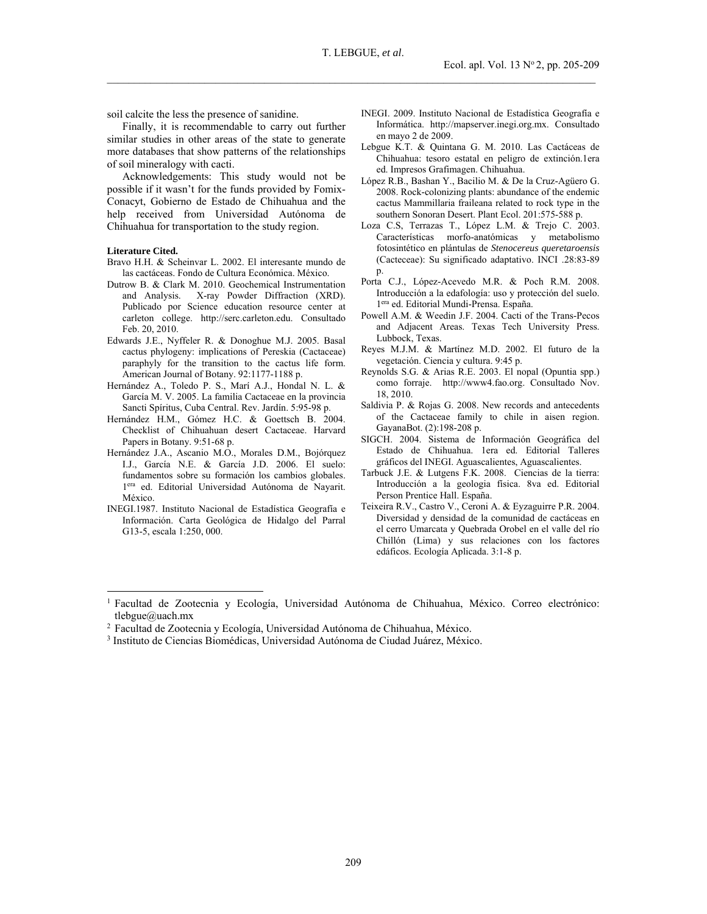soil calcite the less the presence of sanidine.

Finally, it is recommendable to carry out further similar studies in other areas of the state to generate more databases that show patterns of the relationships of soil mineralogy with cacti.

Acknowledgements: This study would not be possible if it wasn't for the funds provided by Fomix-Conacyt, Gobierno de Estado de Chihuahua and the help received from Universidad Autónoma de Chihuahua for transportation to the study region.

#### Literature Cited.

Bravo H.H. & Scheinvar L. 2002. El interesante mundo de las cactáceas. Fondo de Cultura Económica. México.

Dutrow B. & Clark M. 2010. Geochemical Instrumentation and Analysis. X-ray Powder Diffraction (XRD). Publicado por Science education resource center at carleton college. http://serc.carleton.edu. Consultado Feb. 20, 2010.

Edwards J.E., Nyffeler R. & Donoghue M.J. 2005. Basal cactus phylogeny: implications of Pereskia (Cactaceae) paraphyly for the transition to the cactus life form. American Journal of Botany. 92:1177-1188 p.

Hernández A., Toledo P. S., Marí A.J., Hondal N. L. & García M. V. 2005. La familia Cactaceae en la provincia Sancti Spíritus, Cuba Central. Rev. Jardín. 5:95-98 p.

Hernández H.M., Gómez H.C. & Goettsch B. 2004. Checklist of Chihuahuan desert Cactaceae. Harvard Papers in Botany. 9:51-68 p.

Hernández J.A., Ascanio M.O., Morales D.M., Bojórquez I.J., García N.E. & García J.D. 2006. El suelo: fundamentos sobre su formación los cambios globales. 1era ed. Editorial Universidad Autónoma de Nayarit. México.

INEGI.1987. Instituto Nacional de Estadística Geografía e Información. Carta Geológica de Hidalgo del Parral G13-5, escala 1:250, 000.

INEGI. 2009. Instituto Nacional de Estadística Geografía e Informática. http://mapserver.inegi.org.mx. Consultado en mayo 2 de 2009.

Lebgue K.T. & Quintana G. M. 2010. Las Cactáceas de Chihuahua: tesoro estatal en peligro de extinción.1era ed. Impresos Grafimagen. Chihuahua.

López R.B., Bashan Y., Bacilio M. & De la Cruz-Agüero G. 2008. Rock-colonizing plants: abundance of the endemic cactus Mammillaria fraileana related to rock type in the southern Sonoran Desert. Plant Ecol. 201:575-588 p.

Loza C.S, Terrazas T., López L.M. & Trejo C. 2003. Características morfo-anatómicas y metabolismo fotosintético en plántulas de *Stenocereus queretaroensis* (Cacteceae): Su significado adaptativo. INCI .28:83-89 p.

Porta C.J., López-Acevedo M.R. & Poch R.M. 2008. Introducción a la edafología: uso y protección del suelo. 1era ed. Editorial Mundi-Prensa. España.

Powell A.M. & Weedin J.F. 2004. Cacti of the Trans-Pecos and Adjacent Areas. Texas Tech University Press. Lubbock, Texas.

Reyes M.J.M. & Martínez M.D. 2002. El futuro de la vegetación. Ciencia y cultura. 9:45 p.

Reynolds S.G. & Arias R.E. 2003. El nopal (Opuntia spp.) como forraje. http://www4.fao.org. Consultado Nov. 18, 2010.

Saldivia P. & Rojas G. 2008. New records and antecedents of the Cactaceae family to chile in aisen region. GayanaBot. (2):198-208 p.

SIGCH. 2004. Sistema de Información Geográfica del Estado de Chihuahua. 1era ed. Editorial Talleres gráficos del INEGI. Aguascalientes, Aguascalientes.

Tarbuck J.E. & Lutgens F.K. 2008. Ciencias de la tierra: Introducción a la geologia física. 8va ed. Editorial Person Prentice Hall. España.

Teixeira R.V., Castro V., Ceroni A. & Eyzaguirre P.R. 2004. Diversidad y densidad de la comunidad de cactáceas en el cerro Umarcata y Quebrada Orobel en el valle del río Chillón (Lima) y sus relaciones con los factores edáficos. Ecología Aplicada. 3:1-8 p.

---

[1] Facultad de Zootecnia y Ecología, Universidad Autónoma de Chihuahua, México. Correo electrónico: tlebgue@uach.mx

[2] Facultad de Zootecnia y Ecología, Universidad Autónoma de Chihuahua, México.

[3] Instituto de Ciencias Biomédicas, Universidad Autónoma de Ciudad Juárez, México.